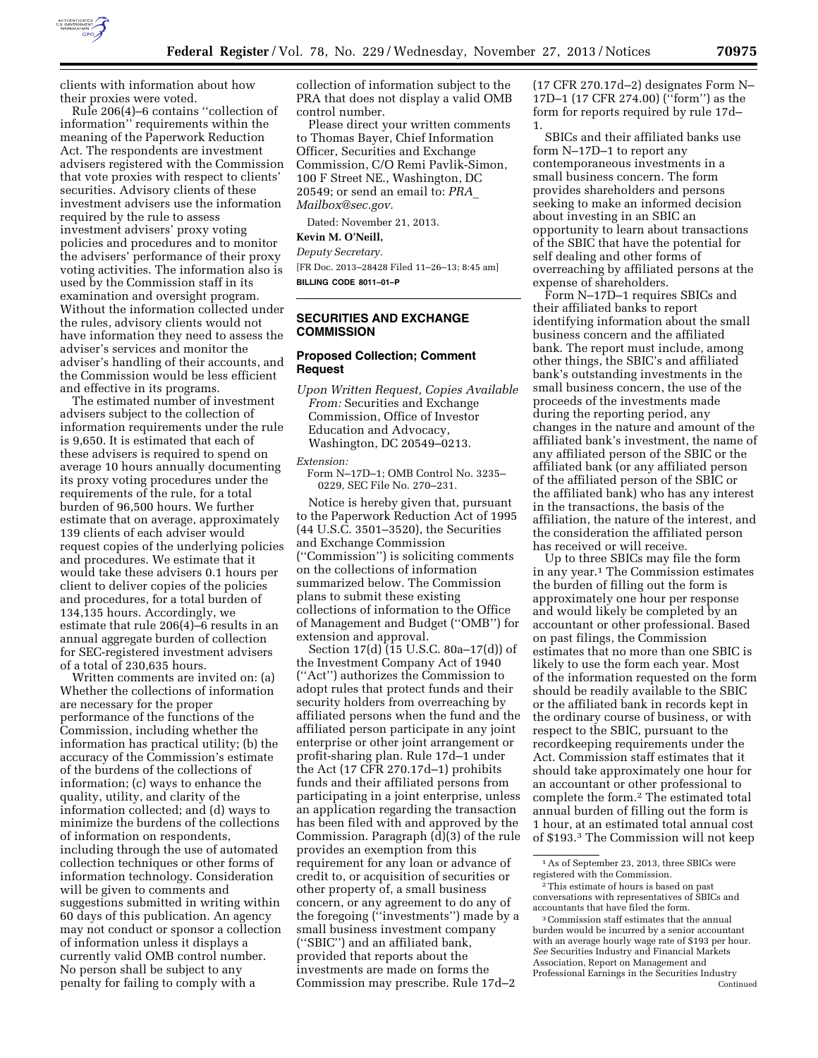clients with information about how their proxies were voted.

Rule 206(4)–6 contains ''collection of information'' requirements within the meaning of the Paperwork Reduction Act. The respondents are investment advisers registered with the Commission that vote proxies with respect to clients' securities. Advisory clients of these investment advisers use the information required by the rule to assess investment advisers' proxy voting policies and procedures and to monitor the advisers' performance of their proxy voting activities. The information also is used by the Commission staff in its examination and oversight program. Without the information collected under the rules, advisory clients would not have information they need to assess the adviser's services and monitor the adviser's handling of their accounts, and the Commission would be less efficient and effective in its programs.

The estimated number of investment advisers subject to the collection of information requirements under the rule is 9,650. It is estimated that each of these advisers is required to spend on average 10 hours annually documenting its proxy voting procedures under the requirements of the rule, for a total burden of 96,500 hours. We further estimate that on average, approximately 139 clients of each adviser would request copies of the underlying policies and procedures. We estimate that it would take these advisers 0.1 hours per client to deliver copies of the policies and procedures, for a total burden of 134,135 hours. Accordingly, we estimate that rule 206(4)–6 results in an annual aggregate burden of collection for SEC-registered investment advisers of a total of 230,635 hours.

Written comments are invited on: (a) Whether the collections of information are necessary for the proper performance of the functions of the Commission, including whether the information has practical utility; (b) the accuracy of the Commission's estimate of the burdens of the collections of information; (c) ways to enhance the quality, utility, and clarity of the information collected; and (d) ways to minimize the burdens of the collections of information on respondents, including through the use of automated collection techniques or other forms of information technology. Consideration will be given to comments and suggestions submitted in writing within 60 days of this publication. An agency may not conduct or sponsor a collection of information unless it displays a currently valid OMB control number. No person shall be subject to any penalty for failing to comply with a collection of information subject to the PRA that does not display a valid OMB control number.

Please direct your written comments to Thomas Bayer, Chief Information Officer, Securities and Exchange Commission, C/O Remi Pavlik-Simon, 100 F Street NE., Washington, DC 20549; or send an email to: *PRA_Mailbox@sec.gov.*

Dated: November 21, 2013.

**Kevin M. O'Neill,**

*Deputy Secretary.*

[FR Doc. 2013–28428 Filed 11–26–13; 8:45 am]

**BILLING CODE 8011–01–P**

## SECURITIES AND EXCHANGE COMMISSION

### Proposed Collection; Comment Request

*Upon Written Request, Copies Available From:* Securities and Exchange Commission, Office of Investor Education and Advocacy, Washington, DC 20549–0213.

*Extension:*

Form N–17D–1; OMB Control No. 3235–0229, SEC File No. 270–231.

Notice is hereby given that, pursuant to the Paperwork Reduction Act of 1995 (44 U.S.C. 3501–3520), the Securities and Exchange Commission (''Commission'') is soliciting comments on the collections of information summarized below. The Commission plans to submit these existing collections of information to the Office of Management and Budget (''OMB'') for extension and approval.

Section 17(d) (15 U.S.C. 80a–17(d)) of the Investment Company Act of 1940 (''Act'') authorizes the Commission to adopt rules that protect funds and their security holders from overreaching by affiliated persons when the fund and the affiliated person participate in any joint enterprise or other joint arrangement or profit-sharing plan. Rule 17d–1 under the Act (17 CFR 270.17d–1) prohibits funds and their affiliated persons from participating in a joint enterprise, unless an application regarding the transaction has been filed with and approved by the Commission. Paragraph (d)(3) of the rule provides an exemption from this requirement for any loan or advance of credit to, or acquisition of securities or other property of, a small business concern, or any agreement to do any of the foregoing (''investments'') made by a small business investment company (''SBIC'') and an affiliated bank, provided that reports about the investments are made on forms the Commission may prescribe. Rule 17d–2 (17 CFR 270.17d–2) designates Form N–17D–1 (17 CFR 274.00) (''form'') as the form for reports required by rule 17d–1.

SBICs and their affiliated banks use form N–17D–1 to report any contemporaneous investments in a small business concern. The form provides shareholders and persons seeking to make an informed decision about investing in an SBIC an opportunity to learn about transactions of the SBIC that have the potential for self dealing and other forms of overreaching by affiliated persons at the expense of shareholders.

Form N–17D–1 requires SBICs and their affiliated banks to report identifying information about the small business concern and the affiliated bank. The report must include, among other things, the SBIC's and affiliated bank's outstanding investments in the small business concern, the use of the proceeds of the investments made during the reporting period, any changes in the nature and amount of the affiliated bank's investment, the name of any affiliated person of the SBIC or the affiliated bank (or any affiliated person of the affiliated person of the SBIC or the affiliated bank) who has any interest in the transactions, the basis of the affiliation, the nature of the interest, and the consideration the affiliated person has received or will receive.

Up to three SBICs may file the form in any year.[1] The Commission estimates the burden of filling out the form is approximately one hour per response and would likely be completed by an accountant or other professional. Based on past filings, the Commission estimates that no more than one SBIC is likely to use the form each year. Most of the information requested on the form should be readily available to the SBIC or the affiliated bank in records kept in the ordinary course of business, or with respect to the SBIC, pursuant to the recordkeeping requirements under the Act. Commission staff estimates that it should take approximately one hour for an accountant or other professional to complete the form.[2] The estimated total annual burden of filling out the form is 1 hour, at an estimated total annual cost of $193.[3] The Commission will not keep

[1] As of September 23, 2013, three SBICs were registered with the Commission.

[2] This estimate of hours is based on past conversations with representatives of SBICs and accountants that have filed the form.

[3] Commission staff estimates that the annual burden would be incurred by a senior accountant with an average hourly wage rate of $193 per hour. *See* Securities Industry and Financial Markets Association, Report on Management and Professional Earnings in the Securities Industry

Continued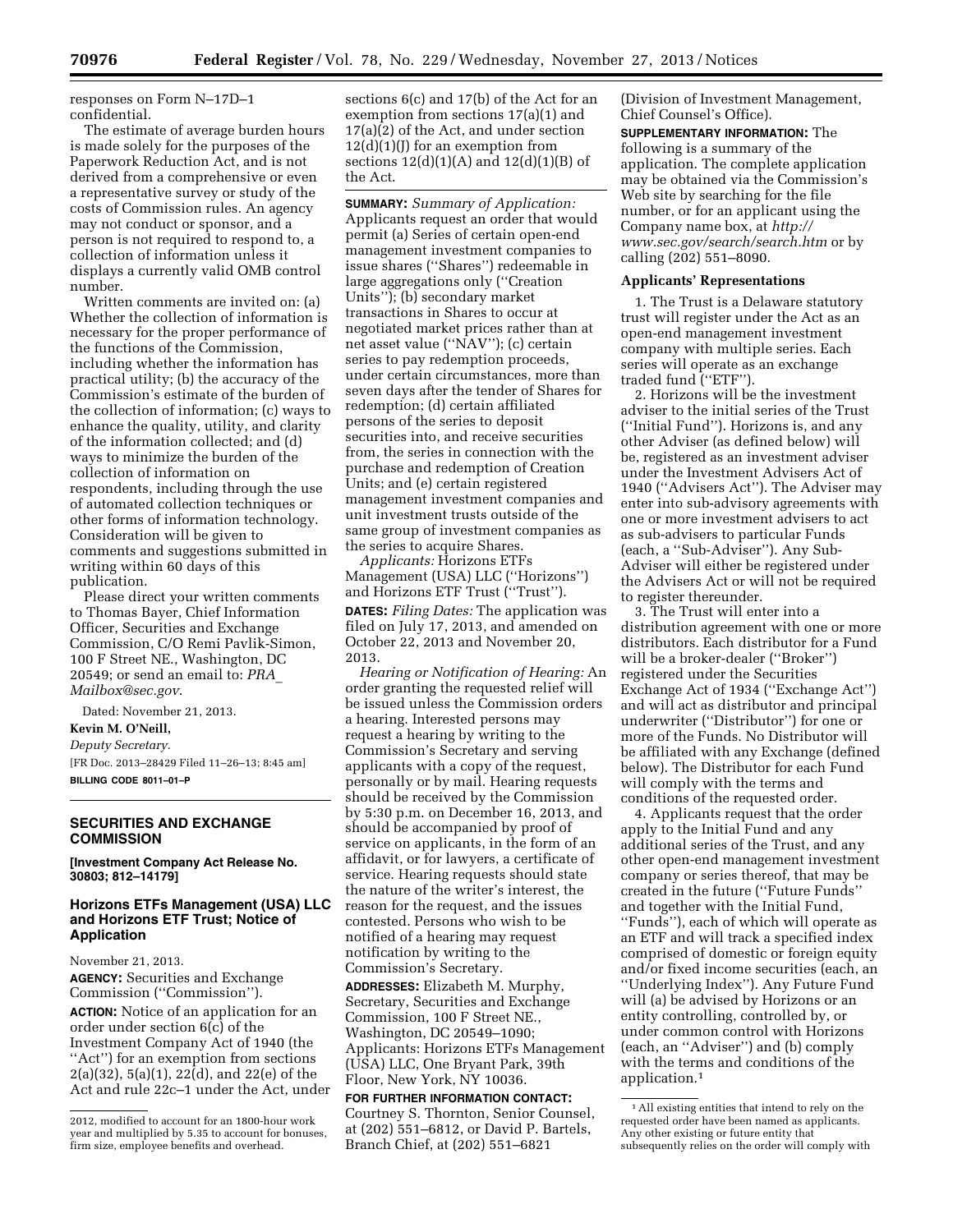responses on Form N–17D–1 confidential.

The estimate of average burden hours is made solely for the purposes of the Paperwork Reduction Act, and is not derived from a comprehensive or even a representative survey or study of the costs of Commission rules. An agency may not conduct or sponsor, and a person is not required to respond to, a collection of information unless it displays a currently valid OMB control number.

Written comments are invited on: (a) Whether the collection of information is necessary for the proper performance of the functions of the Commission, including whether the information has practical utility; (b) the accuracy of the Commission's estimate of the burden of the collection of information; (c) ways to enhance the quality, utility, and clarity of the information collected; and (d) ways to minimize the burden of the collection of information on respondents, including through the use of automated collection techniques or other forms of information technology. Consideration will be given to comments and suggestions submitted in writing within 60 days of this publication.

Please direct your written comments to Thomas Bayer, Chief Information Officer, Securities and Exchange Commission, C/O Remi Pavlik-Simon, 100 F Street NE., Washington, DC 20549; or send an email to: *PRA_Mailbox@sec.gov*.

Dated: November 21, 2013.

**Kevin M. O'Neill,**

*Deputy Secretary.*

[FR Doc. 2013–28429 Filed 11–26–13; 8:45 am]

**BILLING CODE 8011–01–P**

2012, modified to account for an 1800-hour work year and multiplied by 5.35 to account for bonuses, firm size, employee benefits and overhead.

## SECURITIES AND EXCHANGE COMMISSION

**[Investment Company Act Release No. 30803; 812–14179]**

### Horizons ETFs Management (USA) LLC and Horizons ETF Trust; Notice of Application

November 21, 2013.

**AGENCY:** Securities and Exchange Commission ("Commission").

**ACTION:** Notice of an application for an order under section 6(c) of the Investment Company Act of 1940 (the "Act") for an exemption from sections 2(a)(32), 5(a)(1), 22(d), and 22(e) of the Act and rule 22c–1 under the Act, under sections 6(c) and 17(b) of the Act for an exemption from sections 17(a)(1) and 17(a)(2) of the Act, and under section 12(d)(1)(J) for an exemption from sections 12(d)(1)(A) and 12(d)(1)(B) of the Act.

**SUMMARY:** *Summary of Application:* Applicants request an order that would permit (a) Series of certain open-end management investment companies to issue shares ("Shares") redeemable in large aggregations only ("Creation Units"); (b) secondary market transactions in Shares to occur at negotiated market prices rather than at net asset value ("NAV"); (c) certain series to pay redemption proceeds, under certain circumstances, more than seven days after the tender of Shares for redemption; (d) certain affiliated persons of the series to deposit securities into, and receive securities from, the series in connection with the purchase and redemption of Creation Units; and (e) certain registered management investment companies and unit investment trusts outside of the same group of investment companies as the series to acquire Shares.

*Applicants:* Horizons ETFs Management (USA) LLC ("Horizons") and Horizons ETF Trust ("Trust").

**DATES:** *Filing Dates:* The application was filed on July 17, 2013, and amended on October 22, 2013 and November 20, 2013.

*Hearing or Notification of Hearing:* An order granting the requested relief will be issued unless the Commission orders a hearing. Interested persons may request a hearing by writing to the Commission's Secretary and serving applicants with a copy of the request, personally or by mail. Hearing requests should be received by the Commission by 5:30 p.m. on December 16, 2013, and should be accompanied by proof of service on applicants, in the form of an affidavit, or for lawyers, a certificate of service. Hearing requests should state the nature of the writer's interest, the reason for the request, and the issues contested. Persons who wish to be notified of a hearing may request notification by writing to the Commission's Secretary.

**ADDRESSES:** Elizabeth M. Murphy, Secretary, Securities and Exchange Commission, 100 F Street NE., Washington, DC 20549–1090; Applicants: Horizons ETFs Management (USA) LLC, One Bryant Park, 39th Floor, New York, NY 10036.

**FOR FURTHER INFORMATION CONTACT:** Courtney S. Thornton, Senior Counsel, at (202) 551–6812, or David P. Bartels, Branch Chief, at (202) 551–6821 (Division of Investment Management, Chief Counsel's Office).

**SUPPLEMENTARY INFORMATION:** The following is a summary of the application. The complete application may be obtained via the Commission's Web site by searching for the file number, or for an applicant using the Company name box, at *http://www.sec.gov/search/search.htm* or by calling (202) 551–8090.

#### Applicants' Representations

1. The Trust is a Delaware statutory trust will register under the Act as an open-end management investment company with multiple series. Each series will operate as an exchange traded fund ("ETF").

2. Horizons will be the investment adviser to the initial series of the Trust ("Initial Fund"). Horizons is, and any other Adviser (as defined below) will be, registered as an investment adviser under the Investment Advisers Act of 1940 ("Advisers Act"). The Adviser may enter into sub-advisory agreements with one or more investment advisers to act as sub-advisers to particular Funds (each, a "Sub-Adviser"). Any Sub-Adviser will either be registered under the Advisers Act or will not be required to register thereunder.

3. The Trust will enter into a distribution agreement with one or more distributors. Each distributor for a Fund will be a broker-dealer ("Broker") registered under the Securities Exchange Act of 1934 ("Exchange Act") and will act as distributor and principal underwriter ("Distributor") for one or more of the Funds. No Distributor will be affiliated with any Exchange (defined below). The Distributor for each Fund will comply with the terms and conditions of the requested order.

4. Applicants request that the order apply to the Initial Fund and any additional series of the Trust, and any other open-end management investment company or series thereof, that may be created in the future ("Future Funds" and together with the Initial Fund, "Funds"), each of which will operate as an ETF and will track a specified index comprised of domestic or foreign equity and/or fixed income securities (each, an "Underlying Index"). Any Future Fund will (a) be advised by Horizons or an entity controlling, controlled by, or under common control with Horizons (each, an "Adviser") and (b) comply with the terms and conditions of the application.[1]

[1] All existing entities that intend to rely on the requested order have been named as applicants. Any other existing or future entity that subsequently relies on the order will comply with